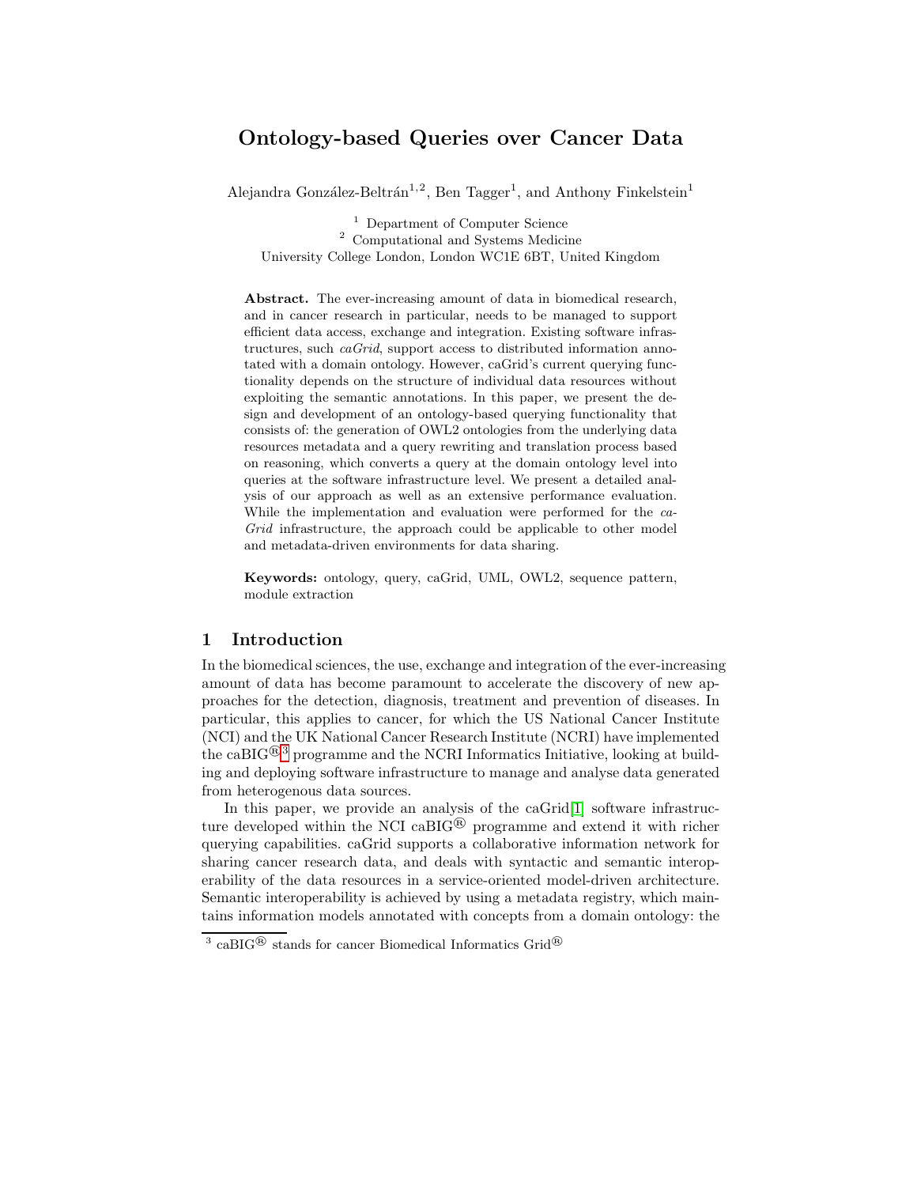# Ontology-based Queries over Cancer Data

Alejandra González-Beltrán[1,2], Ben Tagger[1], and Anthony Finkelstein[1]

[1] Department of Computer Science
[2] Computational and Systems Medicine
University College London, London WC1E 6BT, United Kingdom

**Abstract.** The ever-increasing amount of data in biomedical research, and in cancer research in particular, needs to be managed to support efficient data access, exchange and integration. Existing software infrastructures, such *caGrid*, support access to distributed information annotated with a domain ontology. However, caGrid's current querying functionality depends on the structure of individual data resources without exploiting the semantic annotations. In this paper, we present the design and development of an ontology-based querying functionality that consists of: the generation of OWL2 ontologies from the underlying data resources metadata and a query rewriting and translation process based on reasoning, which converts a query at the domain ontology level into queries at the software infrastructure level. We present a detailed analysis of our approach as well as an extensive performance evaluation. While the implementation and evaluation were performed for the *caGrid* infrastructure, the approach could be applicable to other model and metadata-driven environments for data sharing.

**Keywords:** ontology, query, caGrid, UML, OWL2, sequence pattern, module extraction

## 1 Introduction

In the biomedical sciences, the use, exchange and integration of the ever-increasing amount of data has become paramount to accelerate the discovery of new approaches for the detection, diagnosis, treatment and prevention of diseases. In particular, this applies to cancer, for which the US National Cancer Institute (NCI) and the UK National Cancer Research Institute (NCRI) have implemented the caBIG®[3] programme and the NCRI Informatics Initiative, looking at building and deploying software infrastructure to manage and analyse data generated from heterogenous data sources.

In this paper, we provide an analysis of the caGrid[1] software infrastructure developed within the NCI caBIG® programme and extend it with richer querying capabilities. caGrid supports a collaborative information network for sharing cancer research data, and deals with syntactic and semantic interoperability of the data resources in a service-oriented model-driven architecture. Semantic interoperability is achieved by using a metadata registry, which maintains information models annotated with concepts from a domain ontology: the

[3] caBIG® stands for cancer Biomedical Informatics Grid®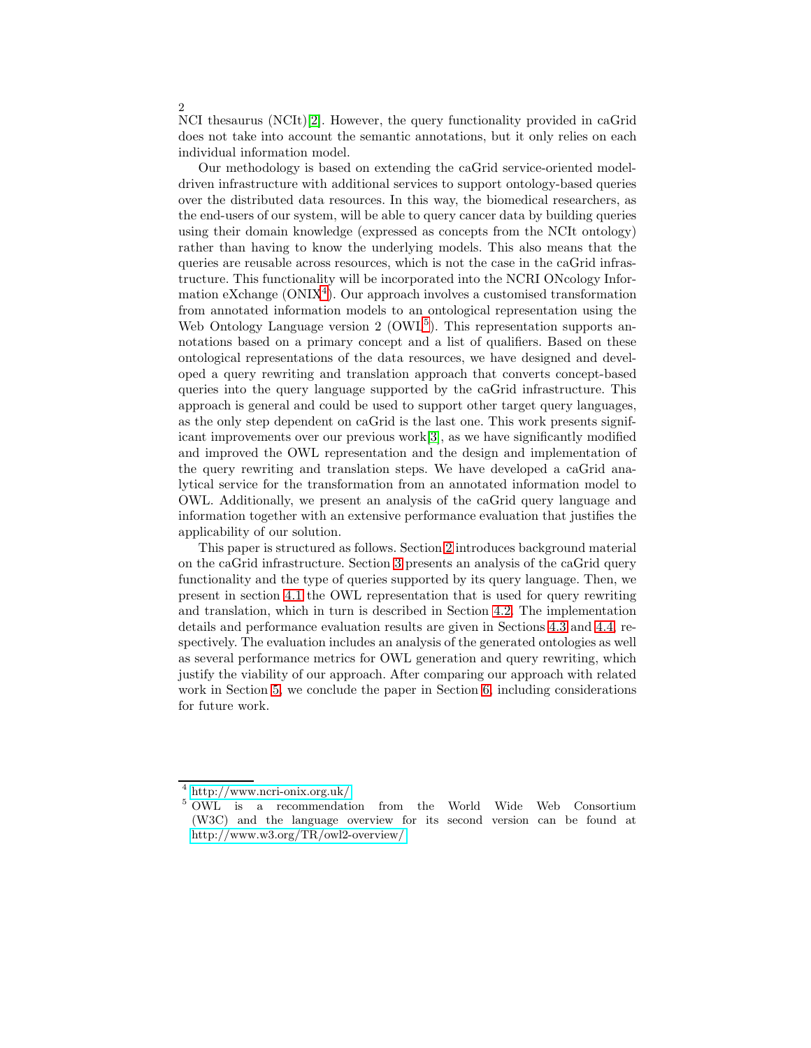NCI thesaurus (NCIt)[2]. However, the query functionality provided in caGrid does not take into account the semantic annotations, but it only relies on each individual information model.

Our methodology is based on extending the caGrid service-oriented model-driven infrastructure with additional services to support ontology-based queries over the distributed data resources. In this way, the biomedical researchers, as the end-users of our system, will be able to query cancer data by building queries using their domain knowledge (expressed as concepts from the NCIt ontology) rather than having to know the underlying models. This also means that the queries are reusable across resources, which is not the case in the caGrid infrastructure. This functionality will be incorporated into the NCRI ONcology Information eXchange (ONIX[4]). Our approach involves a customised transformation from annotated information models to an ontological representation using the Web Ontology Language version 2 (OWL[5]). This representation supports annotations based on a primary concept and a list of qualifiers. Based on these ontological representations of the data resources, we have designed and developed a query rewriting and translation approach that converts concept-based queries into the query language supported by the caGrid infrastructure. This approach is general and could be used to support other target query languages, as the only step dependent on caGrid is the last one. This work presents significant improvements over our previous work[3], as we have significantly modified and improved the OWL representation and the design and implementation of the query rewriting and translation steps. We have developed a caGrid analytical service for the transformation from an annotated information model to OWL. Additionally, we present an analysis of the caGrid query language and information together with an extensive performance evaluation that justifies the applicability of our solution.

This paper is structured as follows. Section 2 introduces background material on the caGrid infrastructure. Section 3 presents an analysis of the caGrid query functionality and the type of queries supported by its query language. Then, we present in section 4.1 the OWL representation that is used for query rewriting and translation, which in turn is described in Section 4.2. The implementation details and performance evaluation results are given in Sections 4.3 and 4.4, respectively. The evaluation includes an analysis of the generated ontologies as well as several performance metrics for OWL generation and query rewriting, which justify the viability of our approach. After comparing our approach with related work in Section 5, we conclude the paper in Section 6, including considerations for future work.

[4] http://www.ncri-onix.org.uk/

[5] OWL is a recommendation from the World Wide Web Consortium (W3C) and the language overview for its second version can be found at http://www.w3.org/TR/owl2-overview/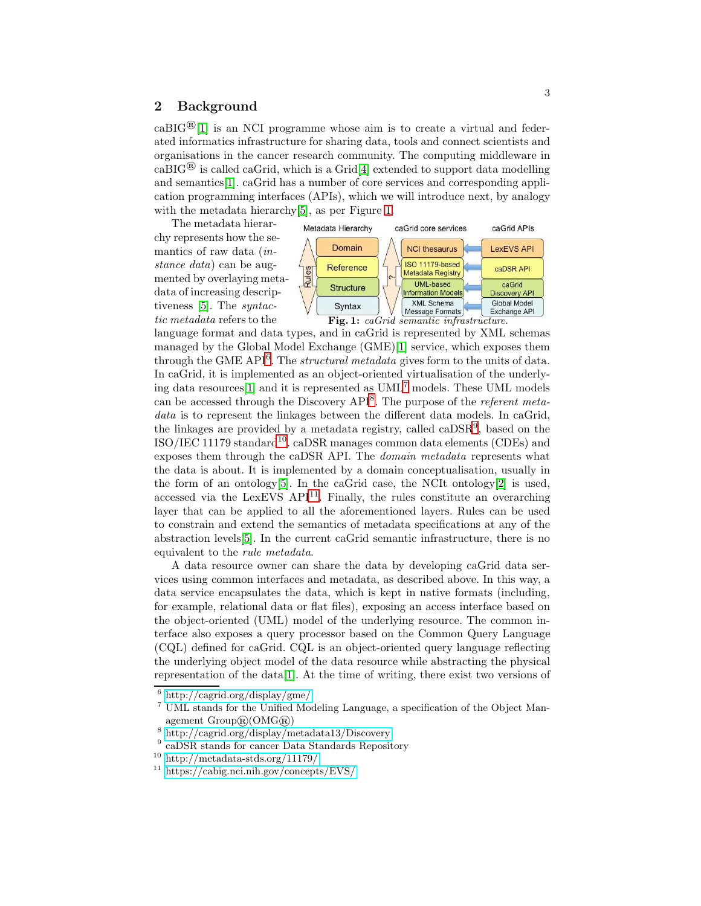## 2 Background

caBIG®[1] is an NCI programme whose aim is to create a virtual and federated informatics infrastructure for sharing data, tools and connect scientists and organisations in the cancer research community. The computing middleware in caBIG® is called caGrid, which is a Grid[4] extended to support data modelling and semantics[1]. caGrid has a number of core services and corresponding application programming interfaces (APIs), which we will introduce next, by analogy with the metadata hierarchy[5], as per Figure 1.

The metadata hierarchy represents how the semantics of raw data (*instance data*) can be augmented by overlaying metadata of increasing descriptiveness [5]. The *syntactic metadata* refers to the language format and data types, and in caGrid is represented by XML schemas managed by the Global Model Exchange (GME)[1] service, which exposes them through the GME API[6]. The *structural metadata* gives form to the units of data. In caGrid, it is implemented as an object-oriented virtualisation of the underlying data resources[1] and it is represented as UML[7] models. These UML models can be accessed through the Discovery API[8]. The purpose of the *referent metadata* is to represent the linkages between the different data models. In caGrid, the linkages are provided by a metadata registry, called caDSR[9], based on the ISO/IEC 11179 standard[10]. caDSR manages common data elements (CDEs) and exposes them through the caDSR API. The *domain metadata* represents what the data is about. It is implemented by a domain conceptualisation, usually in the form of an ontology[5]. In the caGrid case, the NCIt ontology[2] is used, accessed via the LexEVS API[11]. Finally, the rules constitute an overarching layer that can be applied to all the aforementioned layers. Rules can be used to constrain and extend the semantics of metadata specifications at any of the abstraction levels[5]. In the current caGrid semantic infrastructure, there is no equivalent to the *rule metadata*.

| Metadata Hierarchy | caGrid core services | caGrid APIs |
|---|---|---|
| Domain | NCI thesaurus | LexEVS API |
| Reference | ISO 11179-based Metadata Registry | caDSR API |
| Structure | UML-based Information Models | caGrid Discovery API |
| Syntax | XML Schema Message Formats | Global Model Exchange API |

**Fig. 1:** *caGrid semantic infrastructure.*

A data resource owner can share the data by developing caGrid data services using common interfaces and metadata, as described above. In this way, a data service encapsulates the data, which is kept in native formats (including, for example, relational data or flat files), exposing an access interface based on the object-oriented (UML) model of the underlying resource. The common interface also exposes a query processor based on the Common Query Language (CQL) defined for caGrid. CQL is an object-oriented query language reflecting the underlying object model of the data resource while abstracting the physical representation of the data[1]. At the time of writing, there exist two versions of

---

[6] http://cagrid.org/display/gme/

[7] UML stands for the Unified Modeling Language, a specification of the Object Management Group®(OMG®)

[8] http://cagrid.org/display/metadata13/Discovery

[9] caDSR stands for cancer Data Standards Repository

[10] http://metadata-stds.org/11179/

[11] https://cabig.nci.nih.gov/concepts/EVS/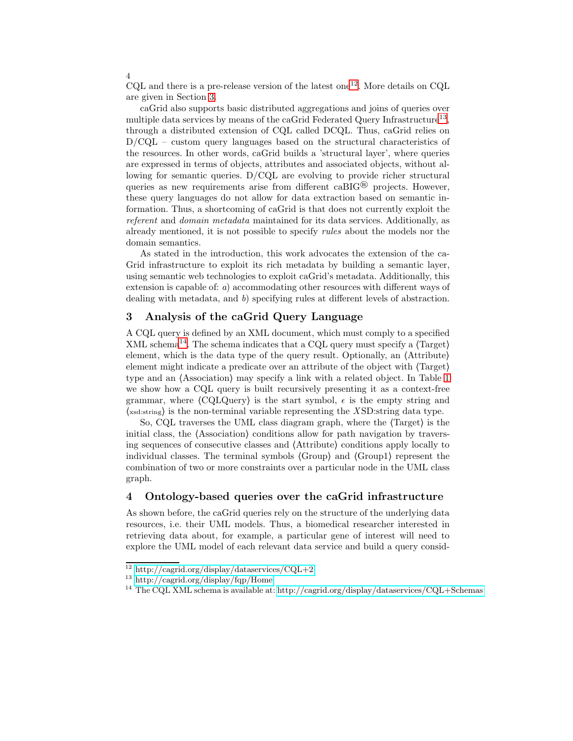CQL and there is a pre-release version of the latest one[12]. More details on CQL are given in Section 3.

caGrid also supports basic distributed aggregations and joins of queries over multiple data services by means of the caGrid Federated Query Infrastructure[13], through a distributed extension of CQL called DCQL. Thus, caGrid relies on D/CQL – custom query languages based on the structural characteristics of the resources. In other words, caGrid builds a 'structural layer', where queries are expressed in terms of objects, attributes and associated objects, without allowing for semantic queries. D/CQL are evolving to provide richer structural queries as new requirements arise from different caBIG® projects. However, these query languages do not allow for data extraction based on semantic information. Thus, a shortcoming of caGrid is that does not currently exploit the *referent* and *domain metadata* maintained for its data services. Additionally, as already mentioned, it is not possible to specify *rules* about the models nor the domain semantics.

As stated in the introduction, this work advocates the extension of the caGrid infrastructure to exploit its rich metadata by building a semantic layer, using semantic web technologies to exploit caGrid's metadata. Additionally, this extension is capable of: *a*) accommodating other resources with different ways of dealing with metadata, and *b*) specifying rules at different levels of abstraction.

## 3 Analysis of the caGrid Query Language

A CQL query is defined by an XML document, which must comply to a specified XML schema[14]. The schema indicates that a CQL query must specify a ⟨Target⟩ element, which is the data type of the query result. Optionally, an ⟨Attribute⟩ element might indicate a predicate over an attribute of the object with ⟨Target⟩ type and an ⟨Association⟩ may specify a link with a related object. In Table 1 we show how a CQL query is built recursively presenting it as a context-free grammar, where ⟨CQLQuery⟩ is the start symbol, $\epsilon$ is the empty string and ⟨xsd:string⟩ is the non-terminal variable representing the $X$SD:string data type.

So, CQL traverses the UML class diagram graph, where the ⟨Target⟩ is the initial class, the ⟨Association⟩ conditions allow for path navigation by traversing sequences of consecutive classes and ⟨Attribute⟩ conditions apply locally to individual classes. The terminal symbols ⟨Group⟩ and ⟨Group1⟩ represent the combination of two or more constraints over a particular node in the UML class graph.

## 4 Ontology-based queries over the caGrid infrastructure

As shown before, the caGrid queries rely on the structure of the underlying data resources, i.e. their UML models. Thus, a biomedical researcher interested in retrieving data about, for example, a particular gene of interest will need to explore the UML model of each relevant data service and build a query consid-

[12] http://cagrid.org/display/dataservices/CQL+2

[13] http://cagrid.org/display/fqp/Home

[14] The CQL XML schema is available at: http://cagrid.org/display/dataservices/CQL+Schemas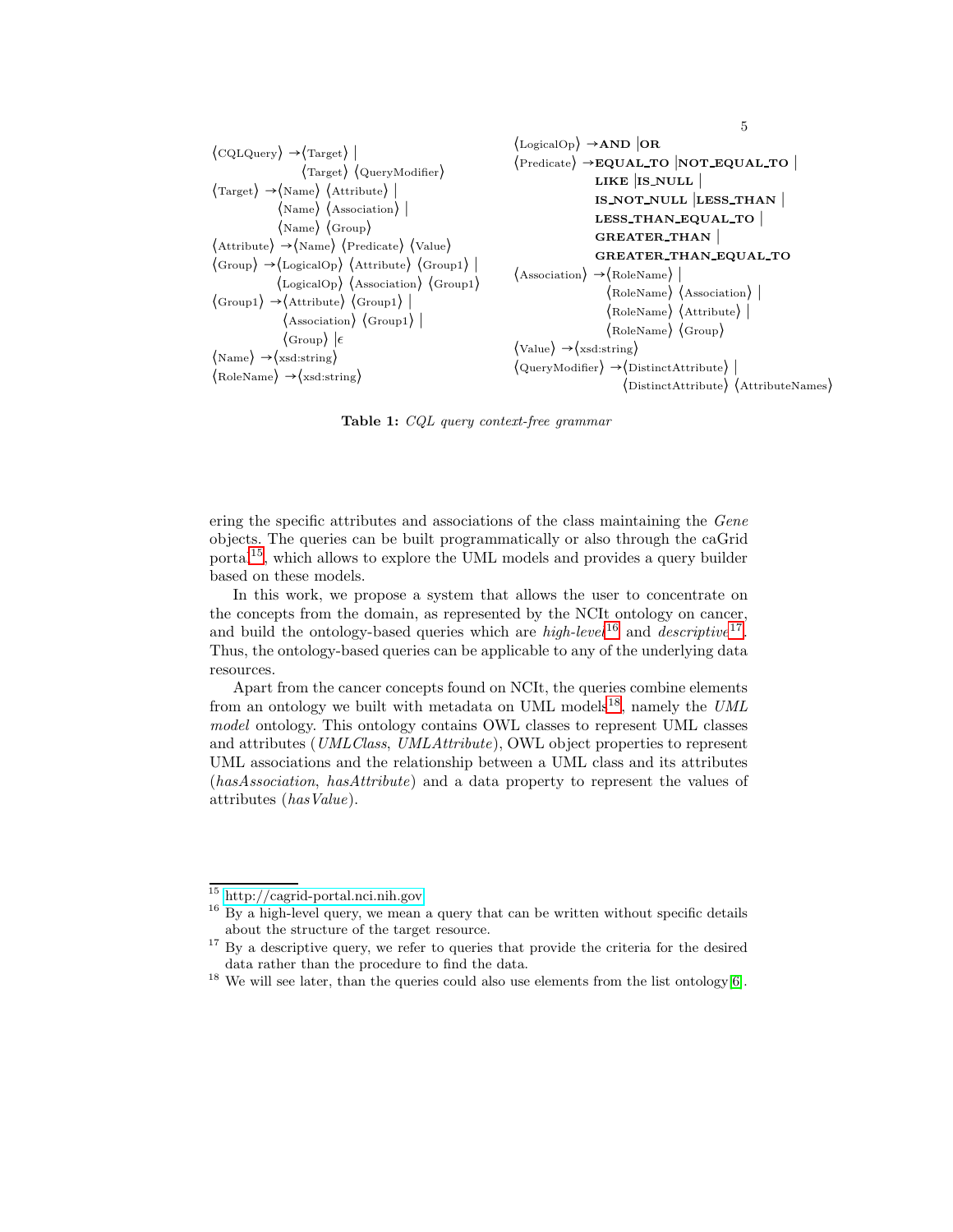```
⟨CQLQuery⟩ → ⟨Target⟩ |
             ⟨Target⟩ ⟨QueryModifier⟩
⟨Target⟩ → ⟨Name⟩ ⟨Attribute⟩ |
           ⟨Name⟩ ⟨Association⟩ |
           ⟨Name⟩ ⟨Group⟩
⟨Attribute⟩ → ⟨Name⟩ ⟨Predicate⟩ ⟨Value⟩
⟨Group⟩ → ⟨LogicalOp⟩ ⟨Attribute⟩ ⟨Group1⟩ |
          ⟨LogicalOp⟩ ⟨Association⟩ ⟨Group1⟩
⟨Group1⟩ → ⟨Attribute⟩ ⟨Group1⟩ |
           ⟨Association⟩ ⟨Group1⟩ |
           ⟨Group⟩ | ϵ
⟨Name⟩ → ⟨xsd:string⟩
⟨RoleName⟩ → ⟨xsd:string⟩
⟨LogicalOp⟩ → AND | OR
⟨Predicate⟩ → EQUAL_TO | NOT_EQUAL_TO |
              LIKE | IS_NULL |
              IS_NOT_NULL | LESS_THAN |
              LESS_THAN_EQUAL_TO |
              GREATER_THAN |
              GREATER_THAN_EQUAL_TO
⟨Association⟩ → ⟨RoleName⟩ |
                ⟨RoleName⟩ ⟨Association⟩ |
                ⟨RoleName⟩ ⟨Attribute⟩ |
                ⟨RoleName⟩ ⟨Group⟩
⟨Value⟩ → ⟨xsd:string⟩
⟨QueryModifier⟩ → ⟨DistinctAttribute⟩ |
                  ⟨DistinctAttribute⟩ ⟨AttributeNames⟩
```

**Table 1:** *CQL query context-free grammar*

ering the specific attributes and associations of the class maintaining the *Gene* objects. The queries can be built programmatically or also through the caGrid portal[15], which allows to explore the UML models and provides a query builder based on these models.

In this work, we propose a system that allows the user to concentrate on the concepts from the domain, as represented by the NCIt ontology on cancer, and build the ontology-based queries which are *high-level*[16] and *descriptive*[17]. Thus, the ontology-based queries can be applicable to any of the underlying data resources.

Apart from the cancer concepts found on NCIt, the queries combine elements from an ontology we built with metadata on UML models[18], namely the *UML model* ontology. This ontology contains OWL classes to represent UML classes and attributes (*UMLClass*, *UMLAttribute*), OWL object properties to represent UML associations and the relationship between a UML class and its attributes (*hasAssociation*, *hasAttribute*) and a data property to represent the values of attributes (*hasValue*).

[15] http://cagrid-portal.nci.nih.gov

[16] By a high-level query, we mean a query that can be written without specific details about the structure of the target resource.

[17] By a descriptive query, we refer to queries that provide the criteria for the desired data rather than the procedure to find the data.

[18] We will see later, than the queries could also use elements from the list ontology [6].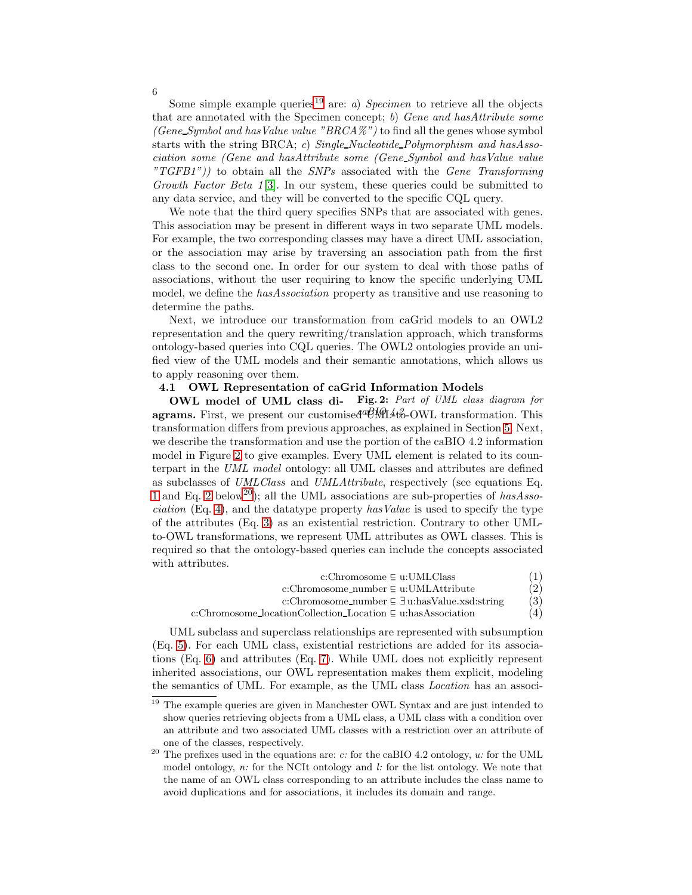Some simple example queries[19] are: *a) Specimen* to retrieve all the objects that are annotated with the Specimen concept; *b) Gene and hasAttribute some (Gene_Symbol and hasValue value "BRCA%")* to find all the genes whose symbol starts with the string BRCA; *c) Single_Nucleotide_Polymorphism and hasAssociation some (Gene and hasAttribute some (Gene_Symbol and hasValue value "TGFB1"))* to obtain all the *SNPs* associated with the *Gene Transforming Growth Factor Beta 1* [3]. In our system, these queries could be submitted to any data service, and they will be converted to the specific CQL query.

We note that the third query specifies SNPs that are associated with genes. This association may be present in different ways in two separate UML models. For example, the two corresponding classes may have a direct UML association, or the association may arise by traversing an association path from the first class to the second one. In order for our system to deal with those paths of associations, without the user requiring to know the specific underlying UML model, we define the *hasAssociation* property as transitive and use reasoning to determine the paths.

Next, we introduce our transformation from caGrid models to an OWL2 representation and the query rewriting/translation approach, which transforms ontology-based queries into CQL queries. The OWL2 ontologies provide an unified view of the UML models and their semantic annotations, which allows us to apply reasoning over them.

### 4.1 OWL Representation of caGrid Information Models

**Fig. 2:** *Part of UML class diagram for caBIO 4.2*

**OWL model of UML class diagrams.** First, we present our customised UML-to-OWL transformation. This transformation differs from previous approaches, as explained in Section 5. Next, we describe the transformation and use the portion of the caBIO 4.2 information model in Figure 2 to give examples. Every UML element is related to its counterpart in the *UML model* ontology: all UML classes and attributes are defined as subclasses of *UMLClass* and *UMLAttribute*, respectively (see equations Eq. 1 and Eq. 2 below[20]); all the UML associations are sub-properties of *hasAssociation* (Eq. 4), and the datatype property *hasValue* is used to specify the type of the attributes (Eq. 3) as an existential restriction. Contrary to other UML-to-OWL transformations, we represent UML attributes as OWL classes. This is required so that the ontology-based queries can include the concepts associated with attributes.

$$\text{c:Chromosome} \sqsubseteq \text{u:UMLClass} \tag{1}$$

$$\text{c:Chromosome\_number} \sqsubseteq \text{u:UMLAttribute} \tag{2}$$

$$\text{c:Chromosome\_number} \sqsubseteq \exists\, \text{u:hasValue.xsd:string} \tag{3}$$

$$\text{c:Chromosome\_locationCollection\_Location} \sqsubseteq \text{u:hasAssociation} \tag{4}$$

UML subclass and superclass relationships are represented with subsumption (Eq. 5). For each UML class, existential restrictions are added for its associations (Eq. 6) and attributes (Eq. 7). While UML does not explicitly represent inherited associations, our OWL representation makes them explicit, modeling the semantics of UML. For example, as the UML class *Location* has an associ-

[19] The example queries are given in Manchester OWL Syntax and are just intended to show queries retrieving objects from a UML class, a UML class with a condition over an attribute and two associated UML classes with a restriction over an attribute of one of the classes, respectively.

[20] The prefixes used in the equations are: *c:* for the caBIO 4.2 ontology, *u:* for the UML model ontology, *n:* for the NCIt ontology and *l:* for the list ontology. We note that the name of an OWL class corresponding to an attribute includes the class name to avoid duplications and for associations, it includes its domain and range.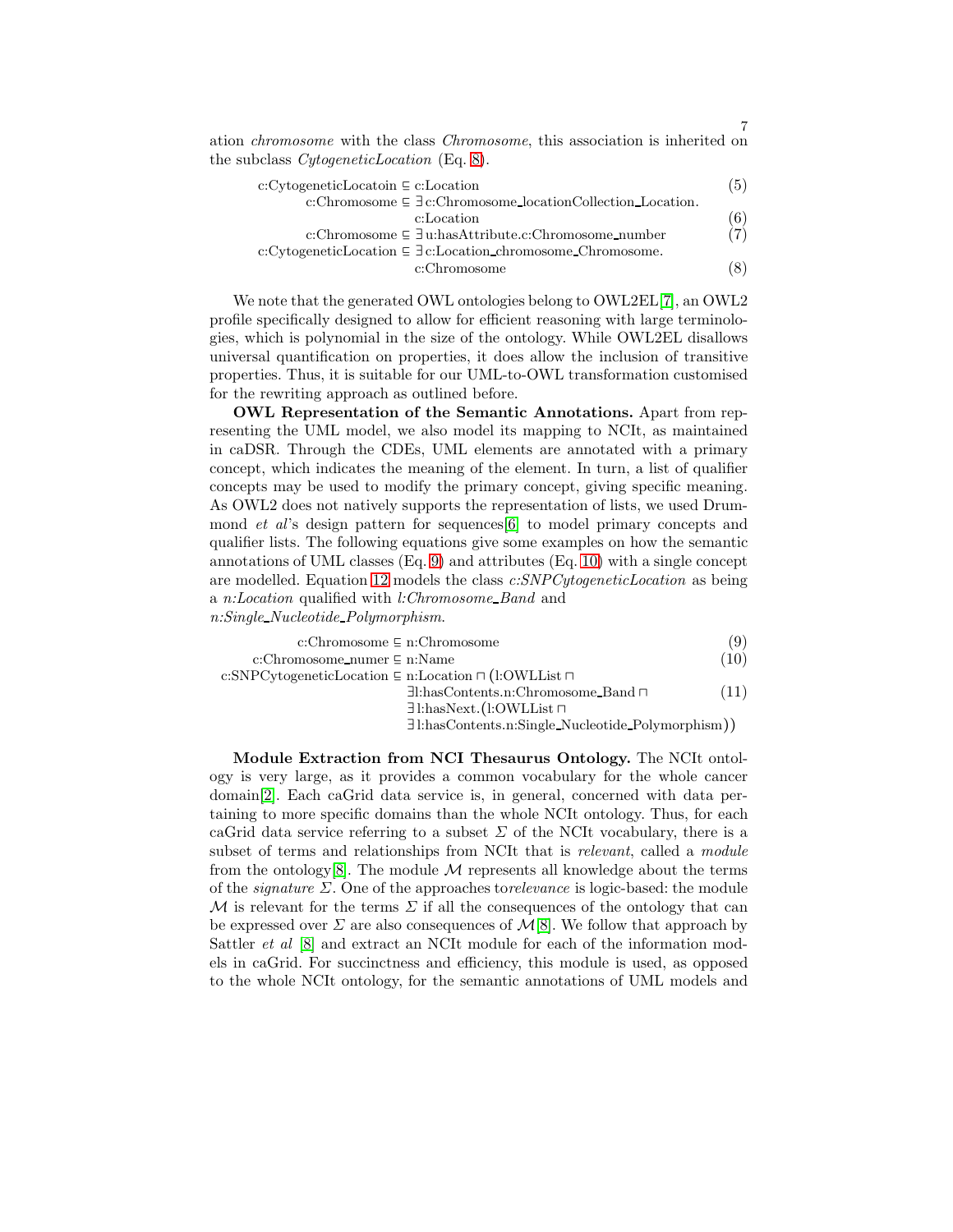ation *chromosome* with the class *Chromosome*, this association is inherited on the subclass *CytogeneticLocation* (Eq. 8).

$$\text{c:CytogeneticLocatoin} \sqsubseteq \text{c:Location} \tag{5}$$

$$\text{c:Chromosome} \sqsubseteq \exists\, \text{c:Chromosome\_locationCollection\_Location.}\ \text{c:Location} \tag{6}$$

$$\text{c:Chromosome} \sqsubseteq \exists\, \text{u:hasAttribute.c:Chromosome\_number} \tag{7}$$

$$\text{c:CytogeneticLocation} \sqsubseteq \exists\, \text{c:Location\_chromosome\_Chromosome.}\ \text{c:Chromosome} \tag{8}$$

We note that the generated OWL ontologies belong to OWL2EL[7], an OWL2 profile specifically designed to allow for efficient reasoning with large terminologies, which is polynomial in the size of the ontology. While OWL2EL disallows universal quantification on properties, it does allow the inclusion of transitive properties. Thus, it is suitable for our UML-to-OWL transformation customised for the rewriting approach as outlined before.

**OWL Representation of the Semantic Annotations.** Apart from representing the UML model, we also model its mapping to NCIt, as maintained in caDSR. Through the CDEs, UML elements are annotated with a primary concept, which indicates the meaning of the element. In turn, a list of qualifier concepts may be used to modify the primary concept, giving specific meaning. As OWL2 does not natively supports the representation of lists, we used Drummond *et al*'s design pattern for sequences[6] to model primary concepts and qualifier lists. The following equations give some examples on how the semantic annotations of UML classes (Eq. 9) and attributes (Eq. 10) with a single concept are modelled. Equation 12 models the class *c:SNPCytogeneticLocation* as being a *n:Location* qualified with *l:Chromosome_Band* and *n:Single_Nucleotide_Polymorphism*.

$$\text{c:Chromosome} \sqsubseteq \text{n:Chromosome} \tag{9}$$

$$\text{c:Chromosome\_numer} \sqsubseteq \text{n:Name} \tag{10}$$

$$\begin{aligned}\text{c:SNPCytogeneticLocation} \sqsubseteq\ & \text{n:Location} \sqcap (\text{l:OWLList} \sqcap \\ & \exists \text{l:hasContents.n:Chromosome\_Band} \sqcap \\ & \exists \text{l:hasNext.}(\text{l:OWLList} \sqcap \\ & \exists \text{l:hasContents.n:Single\_Nucleotide\_Polymorphism}))\end{aligned} \tag{11}$$

**Module Extraction from NCI Thesaurus Ontology.** The NCIt ontology is very large, as it provides a common vocabulary for the whole cancer domain[2]. Each caGrid data service is, in general, concerned with data pertaining to more specific domains than the whole NCIt ontology. Thus, for each caGrid data service referring to a subset $\Sigma$ of the NCIt vocabulary, there is a subset of terms and relationships from NCIt that is *relevant*, called a *module* from the ontology[8]. The module $\mathcal{M}$ represents all knowledge about the terms of the *signature* $\Sigma$. One of the approaches to*relevance* is logic-based: the module $\mathcal{M}$ is relevant for the terms $\Sigma$ if all the consequences of the ontology that can be expressed over $\Sigma$ are also consequences of $\mathcal{M}$[8]. We follow that approach by Sattler *et al* [8] and extract an NCIt module for each of the information models in caGrid. For succinctness and efficiency, this module is used, as opposed to the whole NCIt ontology, for the semantic annotations of UML models and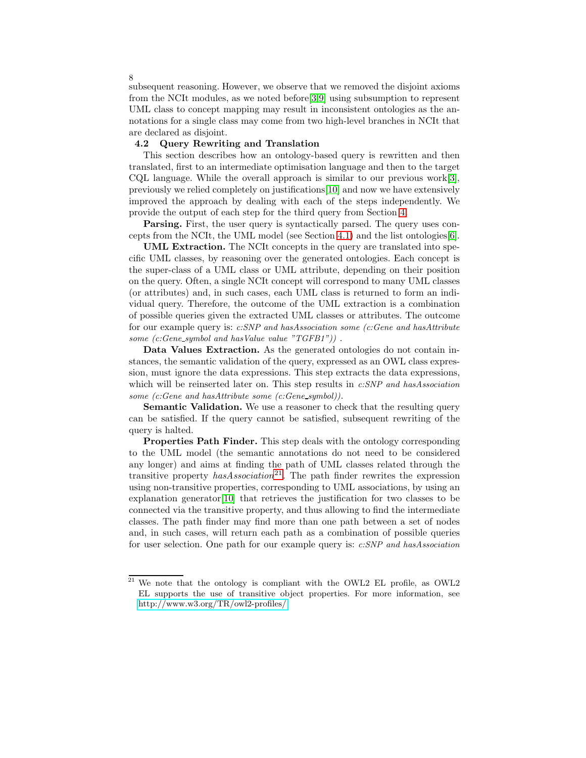subsequent reasoning. However, we observe that we removed the disjoint axioms from the NCIt modules, as we noted before[3,9] using subsumption to represent UML class to concept mapping may result in inconsistent ontologies as the annotations for a single class may come from two high-level branches in NCIt that are declared as disjoint.

### 4.2 Query Rewriting and Translation

This section describes how an ontology-based query is rewritten and then translated, first to an intermediate optimisation language and then to the target CQL language. While the overall approach is similar to our previous work[3], previously we relied completely on justifications[10] and now we have extensively improved the approach by dealing with each of the steps independently. We provide the output of each step for the third query from Section 4.

**Parsing.** First, the user query is syntactically parsed. The query uses concepts from the NCIt, the UML model (see Section 4.1) and the list ontologies[6].

**UML Extraction.** The NCIt concepts in the query are translated into specific UML classes, by reasoning over the generated ontologies. Each concept is the super-class of a UML class or UML attribute, depending on their position on the query. Often, a single NCIt concept will correspond to many UML classes (or attributes) and, in such cases, each UML class is returned to form an individual query. Therefore, the outcome of the UML extraction is a combination of possible queries given the extracted UML classes or attributes. The outcome for our example query is: *c:SNP and hasAssociation some (c:Gene and hasAttribute some (c:Gene_symbol and hasValue value "TGFB1"))* .

**Data Values Extraction.** As the generated ontologies do not contain instances, the semantic validation of the query, expressed as an OWL class expression, must ignore the data expressions. This step extracts the data expressions, which will be reinserted later on. This step results in *c:SNP and hasAssociation some (c:Gene and hasAttribute some (c:Gene_symbol))*.

**Semantic Validation.** We use a reasoner to check that the resulting query can be satisfied. If the query cannot be satisfied, subsequent rewriting of the query is halted.

**Properties Path Finder.** This step deals with the ontology corresponding to the UML model (the semantic annotations do not need to be considered any longer) and aims at finding the path of UML classes related through the transitive property *hasAssociation*[21]. The path finder rewrites the expression using non-transitive properties, corresponding to UML associations, by using an explanation generator[10] that retrieves the justification for two classes to be connected via the transitive property, and thus allowing to find the intermediate classes. The path finder may find more than one path between a set of nodes and, in such cases, will return each path as a combination of possible queries for user selection. One path for our example query is: *c:SNP and hasAssociation*

[21] We note that the ontology is compliant with the OWL2 EL profile, as OWL2 EL supports the use of transitive object properties. For more information, see http://www.w3.org/TR/owl2-profiles/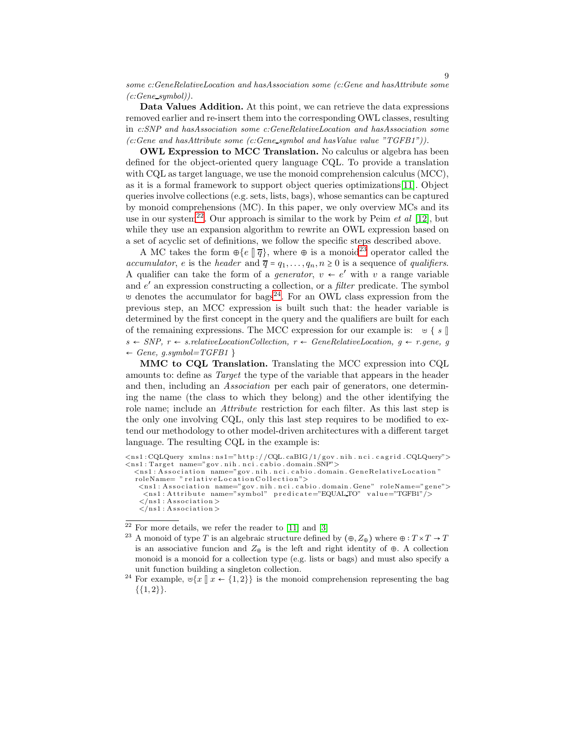*some c:GeneRelativeLocation and hasAssociation some (c:Gene and hasAttribute some (c:Gene_symbol))*.

**Data Values Addition.** At this point, we can retrieve the data expressions removed earlier and re-insert them into the corresponding OWL classes, resulting in *c:SNP and hasAssociation some c:GeneRelativeLocation and hasAssociation some (c:Gene and hasAttribute some (c:Gene_symbol and hasValue value "TGFB1"))*.

**OWL Expression to MCC Translation.** No calculus or algebra has been defined for the object-oriented query language CQL. To provide a translation with CQL as target language, we use the monoid comprehension calculus (MCC), as it is a formal framework to support object queries optimizations[11]. Object queries involve collections (e.g. sets, lists, bags), whose semantics can be captured by monoid comprehensions (MC). In this paper, we only overview MCs and its use in our system[22]. Our approach is similar to the work by Peim *et al* [12], but while they use an expansion algorithm to rewrite an OWL expression based on a set of acyclic set of definitions, we follow the specific steps described above.

A MC takes the form $\oplus\{e \,[\!]\, \overline{q}\}$, where $\oplus$ is a monoid[23] operator called the *accumulator*, $e$ is the *header* and $\overline{q} = q_1, \ldots, q_n, n \geq 0$ is a sequence of *qualifiers*. A qualifier can take the form of a *generator*, $v \leftarrow e'$ with $v$ a range variable and $e'$ an expression constructing a collection, or a *filter* predicate. The symbol $\uplus$ denotes the accumulator for bags[24]. For an OWL class expression from the previous step, an MCC expression is built such that: the header variable is determined by the first concept in the query and the qualifiers are built for each of the remaining expressions. The MCC expression for our example is: $\uplus$ { *s* [] *s* ← *SNP*, *r* ← *s.relativeLocationCollection*, *r* ← *GeneRelativeLocation*, *g* ← *r.gene*, *g* ← *Gene*, *g.symbol=TGFB1* }

**MMC to CQL Translation.** Translating the MCC expression into CQL amounts to: define as *Target* the type of the variable that appears in the header and then, including an *Association* per each pair of generators, one determining the name (the class to which they belong) and the other identifying the role name; include an *Attribute* restriction for each filter. As this last step is the only one involving CQL, only this last step requires to be modified to extend our methodology to other model-driven architectures with a different target language. The resulting CQL in the example is:

```
<ns1:CQLQuery xmlns:ns1="http://CQL.caBIG/1/gov.nih.nci.cagrid.CQLQuery">
<ns1:Target name="gov.nih.nci.cabio.domain.SNP">
  <ns1:Association name="gov.nih.nci.cabio.domain.GeneRelativeLocation"
  roleName= "relativeLocationCollection">
   <ns1:Association name="gov.nih.nci.cabio.domain.Gene" roleName="gene">
    <ns1:Attribute name="symbol" predicate="EQUAL_TO" value="TGFB1"/>
   </ns1:Association>
  </ns1:Association>
```

[22] For more details, we refer the reader to [11] and [3]

[23] A monoid of type $T$ is an algebraic structure defined by $(\oplus, Z_\oplus)$ where $\oplus : T \times T \to T$ is an associative funcion and $Z_\oplus$ is the left and right identity of $\oplus$. A collection monoid is a monoid for a collection type (e.g. lists or bags) and must also specify a unit function building a singleton collection.

[24] For example, $\uplus\{x \,[\!]\, x \leftarrow \{1, 2\}\}$ is the monoid comprehension representing the bag $\{\{1, 2\}\}$.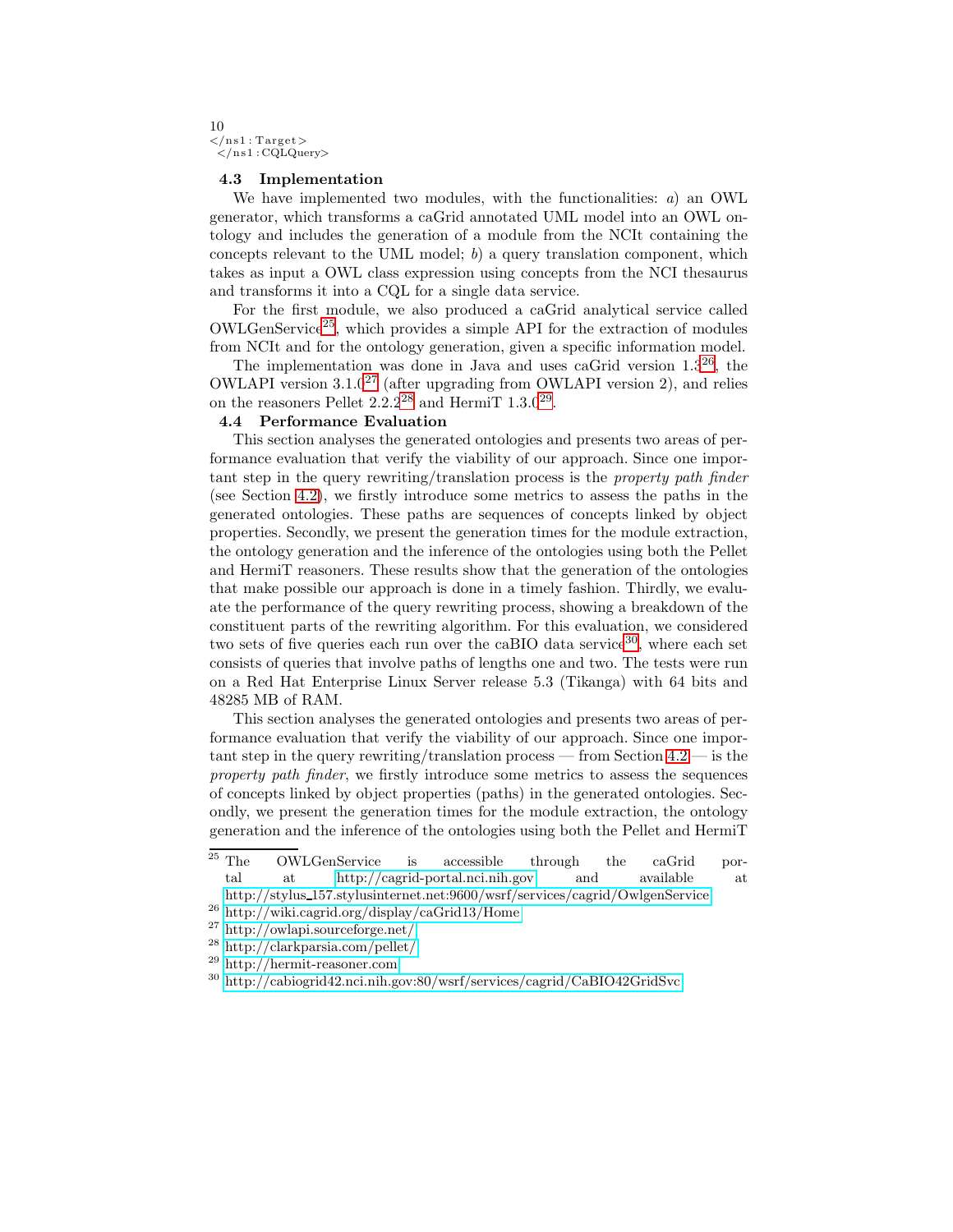```
</ns1:Target>
 </ns1:CQLQuery>
```

### 4.3 Implementation

We have implemented two modules, with the functionalities: *a*) an OWL generator, which transforms a caGrid annotated UML model into an OWL ontology and includes the generation of a module from the NCIt containing the concepts relevant to the UML model; *b*) a query translation component, which takes as input a OWL class expression using concepts from the NCI thesaurus and transforms it into a CQL for a single data service.

For the first module, we also produced a caGrid analytical service called OWLGenService[25], which provides a simple API for the extraction of modules from NCIt and for the ontology generation, given a specific information model.

The implementation was done in Java and uses caGrid version 1.3[26], the OWLAPI version 3.1.0[27] (after upgrading from OWLAPI version 2), and relies on the reasoners Pellet 2.2.2[28] and HermiT 1.3.0[29].

### 4.4 Performance Evaluation

This section analyses the generated ontologies and presents two areas of performance evaluation that verify the viability of our approach. Since one important step in the query rewriting/translation process is the *property path finder* (see Section 4.2), we firstly introduce some metrics to assess the paths in the generated ontologies. These paths are sequences of concepts linked by object properties. Secondly, we present the generation times for the module extraction, the ontology generation and the inference of the ontologies using both the Pellet and HermiT reasoners. These results show that the generation of the ontologies that make possible our approach is done in a timely fashion. Thirdly, we evaluate the performance of the query rewriting process, showing a breakdown of the constituent parts of the rewriting algorithm. For this evaluation, we considered two sets of five queries each run over the caBIO data service[30], where each set consists of queries that involve paths of lengths one and two. The tests were run on a Red Hat Enterprise Linux Server release 5.3 (Tikanga) with 64 bits and 48285 MB of RAM.

This section analyses the generated ontologies and presents two areas of performance evaluation that verify the viability of our approach. Since one important step in the query rewriting/translation process — from Section 4.2 — is the *property path finder*, we firstly introduce some metrics to assess the sequences of concepts linked by object properties (paths) in the generated ontologies. Secondly, we present the generation times for the module extraction, the ontology generation and the inference of the ontologies using both the Pellet and HermiT

---

[25] The OWLGenService is accessible through the caGrid portal at http://cagrid-portal.nci.nih.gov and available at http://stylus_157.stylusinternet.net:9600/wsrf/services/cagrid/OwlgenService

[26] http://wiki.cagrid.org/display/caGrid13/Home

[27] http://owlapi.sourceforge.net/

[28] http://clarkparsia.com/pellet/

[29] http://hermit-reasoner.com

[30] http://cabiogrid42.nci.nih.gov:80/wsrf/services/cagrid/CaBIO42GridSvc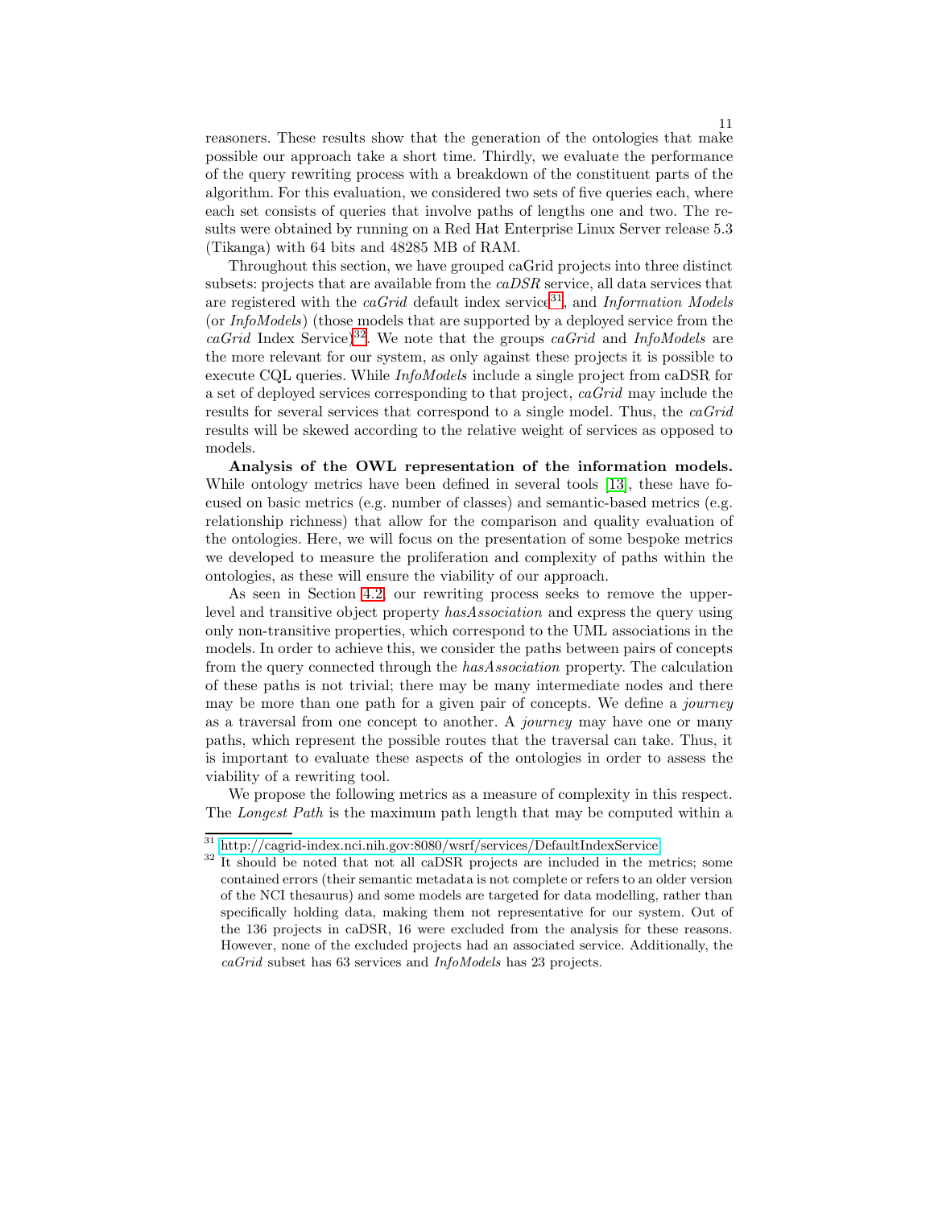reasoners. These results show that the generation of the ontologies that make possible our approach take a short time. Thirdly, we evaluate the performance of the query rewriting process with a breakdown of the constituent parts of the algorithm. For this evaluation, we considered two sets of five queries each, where each set consists of queries that involve paths of lengths one and two. The results were obtained by running on a Red Hat Enterprise Linux Server release 5.3 (Tikanga) with 64 bits and 48285 MB of RAM.

Throughout this section, we have grouped caGrid projects into three distinct subsets: projects that are available from the *caDSR* service, all data services that are registered with the *caGrid* default index service[31], and *Information Models* (or *InfoModels*) (those models that are supported by a deployed service from the *caGrid* Index Service)[32]. We note that the groups *caGrid* and *InfoModels* are the more relevant for our system, as only against these projects it is possible to execute CQL queries. While *InfoModels* include a single project from caDSR for a set of deployed services corresponding to that project, *caGrid* may include the results for several services that correspond to a single model. Thus, the *caGrid* results will be skewed according to the relative weight of services as opposed to models.

**Analysis of the OWL representation of the information models.** While ontology metrics have been defined in several tools [13], these have focused on basic metrics (e.g. number of classes) and semantic-based metrics (e.g. relationship richness) that allow for the comparison and quality evaluation of the ontologies. Here, we will focus on the presentation of some bespoke metrics we developed to measure the proliferation and complexity of paths within the ontologies, as these will ensure the viability of our approach.

As seen in Section 4.2, our rewriting process seeks to remove the upper-level and transitive object property *hasAssociation* and express the query using only non-transitive properties, which correspond to the UML associations in the models. In order to achieve this, we consider the paths between pairs of concepts from the query connected through the *hasAssociation* property. The calculation of these paths is not trivial; there may be many intermediate nodes and there may be more than one path for a given pair of concepts. We define a *journey* as a traversal from one concept to another. A *journey* may have one or many paths, which represent the possible routes that the traversal can take. Thus, it is important to evaluate these aspects of the ontologies in order to assess the viability of a rewriting tool.

We propose the following metrics as a measure of complexity in this respect. The *Longest Path* is the maximum path length that may be computed within a

[31] http://cagrid-index.nci.nih.gov:8080/wsrf/services/DefaultIndexService

[32] It should be noted that not all caDSR projects are included in the metrics; some contained errors (their semantic metadata is not complete or refers to an older version of the NCI thesaurus) and some models are targeted for data modelling, rather than specifically holding data, making them not representative for our system. Out of the 136 projects in caDSR, 16 were excluded from the analysis for these reasons. However, none of the excluded projects had an associated service. Additionally, the *caGrid* subset has 63 services and *InfoModels* has 23 projects.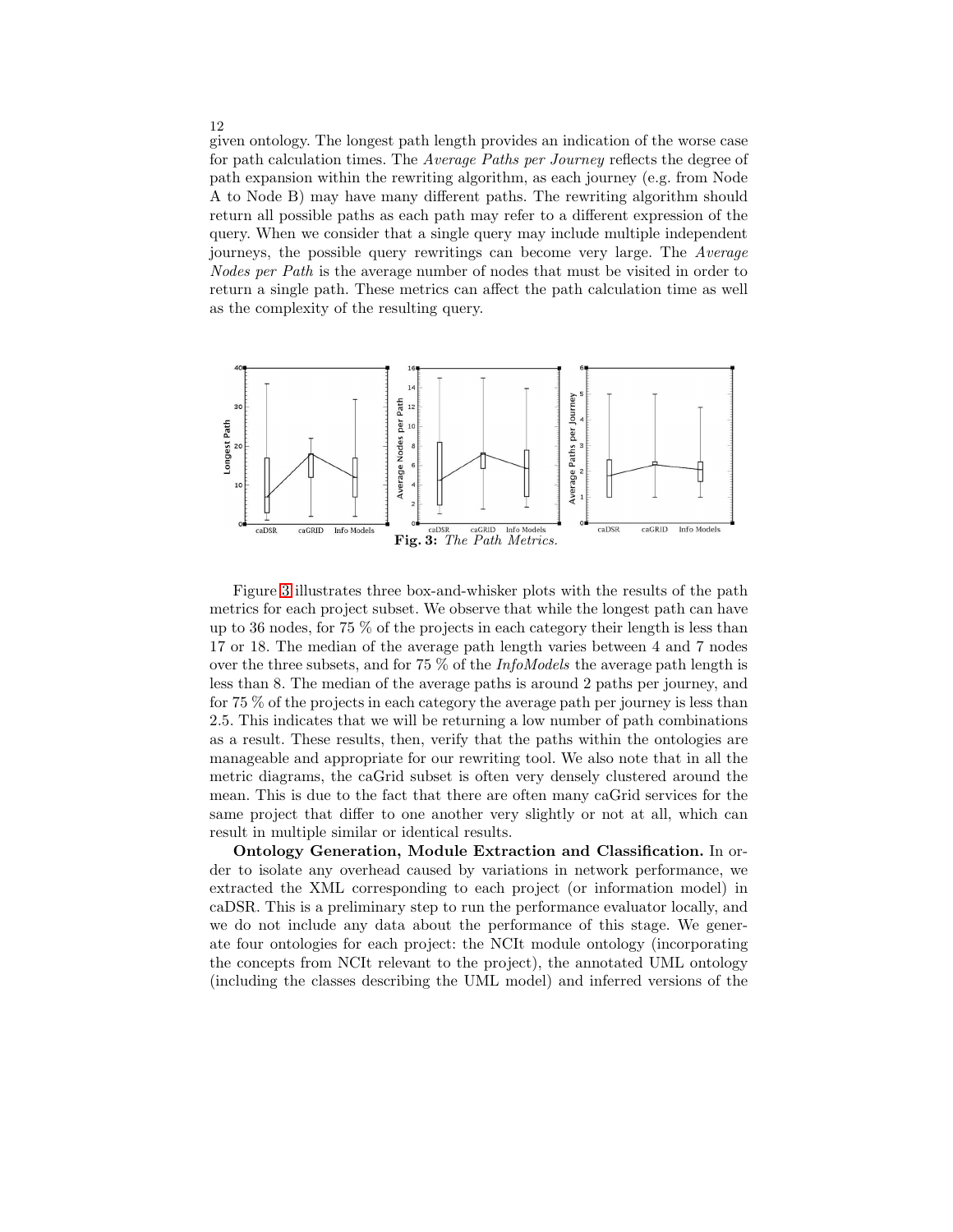given ontology. The longest path length provides an indication of the worse case for path calculation times. The *Average Paths per Journey* reflects the degree of path expansion within the rewriting algorithm, as each journey (e.g. from Node A to Node B) may have many different paths. The rewriting algorithm should return all possible paths as each path may refer to a different expression of the query. When we consider that a single query may include multiple independent journeys, the possible query rewritings can become very large. The *Average Nodes per Path* is the average number of nodes that must be visited in order to return a single path. These metrics can affect the path calculation time as well as the complexity of the resulting query.

**Fig. 3:** *The Path Metrics.*

Figure 3 illustrates three box-and-whisker plots with the results of the path metrics for each project subset. We observe that while the longest path can have up to 36 nodes, for 75 % of the projects in each category their length is less than 17 or 18. The median of the average path length varies between 4 and 7 nodes over the three subsets, and for 75 % of the *InfoModels* the average path length is less than 8. The median of the average paths is around 2 paths per journey, and for 75 % of the projects in each category the average path per journey is less than 2.5. This indicates that we will be returning a low number of path combinations as a result. These results, then, verify that the paths within the ontologies are manageable and appropriate for our rewriting tool. We also note that in all the metric diagrams, the caGrid subset is often very densely clustered around the mean. This is due to the fact that there are often many caGrid services for the same project that differ to one another very slightly or not at all, which can result in multiple similar or identical results.

**Ontology Generation, Module Extraction and Classification.** In order to isolate any overhead caused by variations in network performance, we extracted the XML corresponding to each project (or information model) in caDSR. This is a preliminary step to run the performance evaluator locally, and we do not include any data about the performance of this stage. We generate four ontologies for each project: the NCIt module ontology (incorporating the concepts from NCIt relevant to the project), the annotated UML ontology (including the classes describing the UML model) and inferred versions of the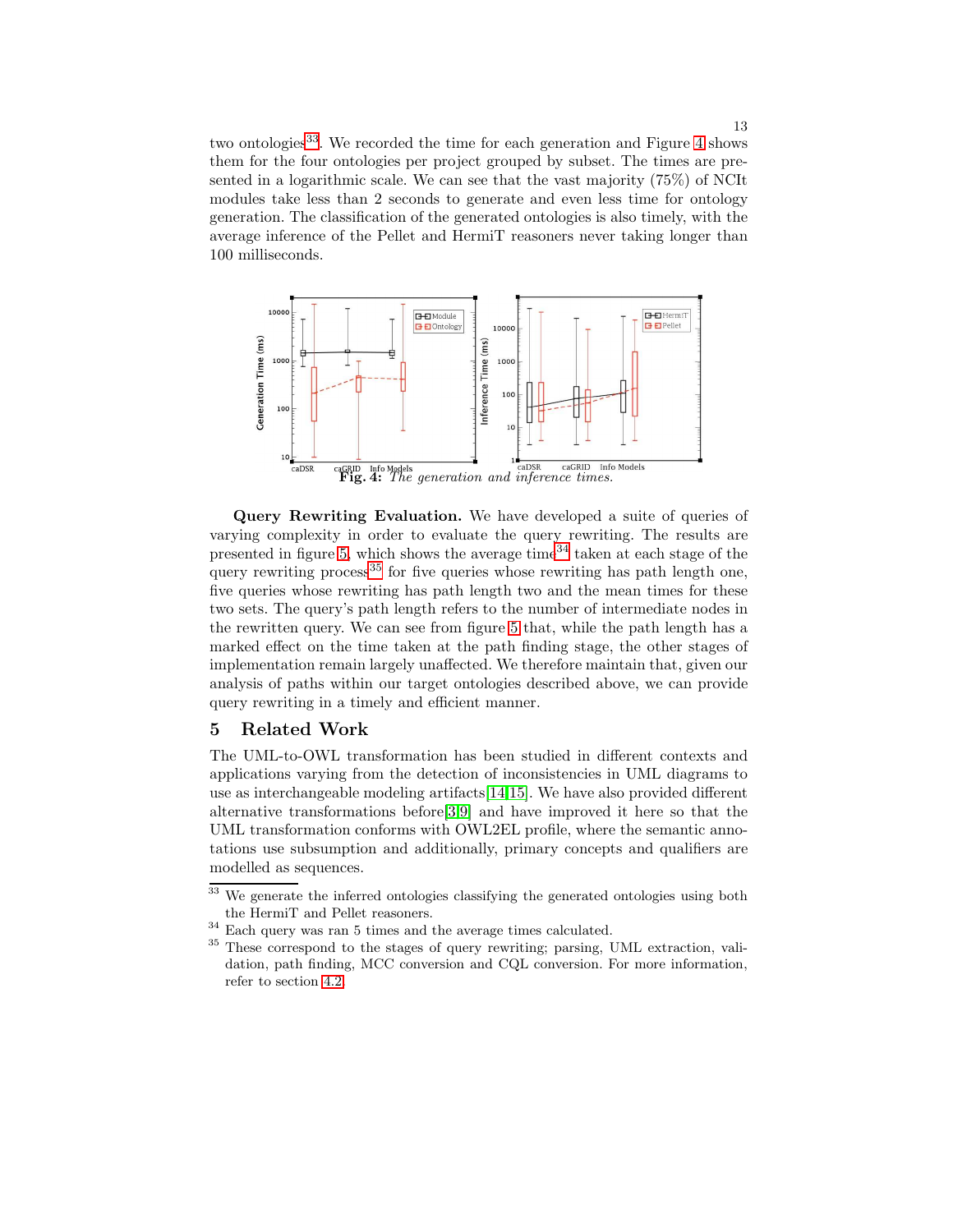two ontologies[33]. We recorded the time for each generation and Figure 4 shows them for the four ontologies per project grouped by subset. The times are presented in a logarithmic scale. We can see that the vast majority (75%) of NCIt modules take less than 2 seconds to generate and even less time for ontology generation. The classification of the generated ontologies is also timely, with the average inference of the Pellet and HermiT reasoners never taking longer than 100 milliseconds.

**Fig. 4:** *The generation and inference times.*

**Query Rewriting Evaluation.** We have developed a suite of queries of varying complexity in order to evaluate the query rewriting. The results are presented in figure 5, which shows the average time[34] taken at each stage of the query rewriting process[35] for five queries whose rewriting has path length one, five queries whose rewriting has path length two and the mean times for these two sets. The query's path length refers to the number of intermediate nodes in the rewritten query. We can see from figure 5 that, while the path length has a marked effect on the time taken at the path finding stage, the other stages of implementation remain largely unaffected. We therefore maintain that, given our analysis of paths within our target ontologies described above, we can provide query rewriting in a timely and efficient manner.

## 5 Related Work

The UML-to-OWL transformation has been studied in different contexts and applications varying from the detection of inconsistencies in UML diagrams to use as interchangeable modeling artifacts[14,15]. We have also provided different alternative transformations before[3,9] and have improved it here so that the UML transformation conforms with OWL2EL profile, where the semantic annotations use subsumption and additionally, primary concepts and qualifiers are modelled as sequences.

---

[33] We generate the inferred ontologies classifying the generated ontologies using both the HermiT and Pellet reasoners.

[34] Each query was ran 5 times and the average times calculated.

[35] These correspond to the stages of query rewriting; parsing, UML extraction, validation, path finding, MCC conversion and CQL conversion. For more information, refer to section 4.2.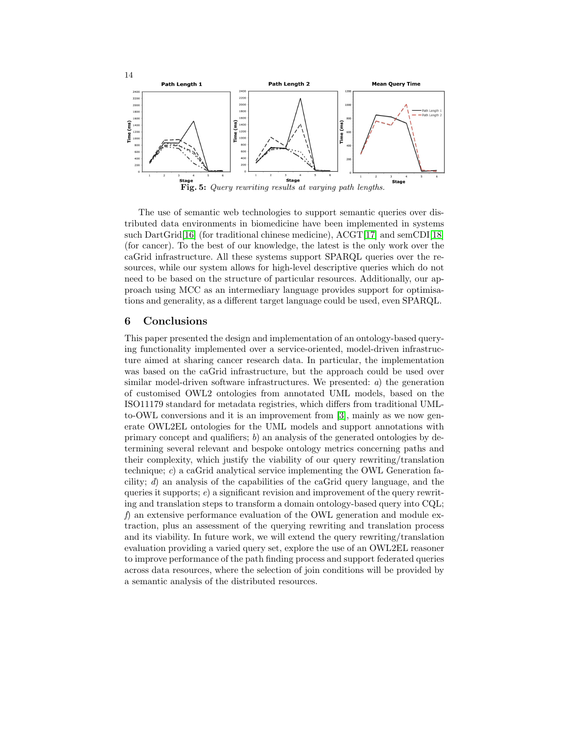Fig. 5: *Query rewriting results at varying path lengths.*

The use of semantic web technologies to support semantic queries over distributed data environments in biomedicine have been implemented in systems such DartGrid[16] (for traditional chinese medicine), ACGT[17] and semCDI[18] (for cancer). To the best of our knowledge, the latest is the only work over the caGrid infrastructure. All these systems support SPARQL queries over the resources, while our system allows for high-level descriptive queries which do not need to be based on the structure of particular resources. Additionally, our approach using MCC as an intermediary language provides support for optimisations and generality, as a different target language could be used, even SPARQL.

## 6 Conclusions

This paper presented the design and implementation of an ontology-based querying functionality implemented over a service-oriented, model-driven infrastructure aimed at sharing cancer research data. In particular, the implementation was based on the caGrid infrastructure, but the approach could be used over similar model-driven software infrastructures. We presented: *a*) the generation of customised OWL2 ontologies from annotated UML models, based on the ISO11179 standard for metadata registries, which differs from traditional UML-to-OWL conversions and it is an improvement from [3], mainly as we now generate OWL2EL ontologies for the UML models and support annotations with primary concept and qualifiers; *b*) an analysis of the generated ontologies by determining several relevant and bespoke ontology metrics concerning paths and their complexity, which justify the viability of our query rewriting/translation technique; *c*) a caGrid analytical service implementing the OWL Generation facility; *d*) an analysis of the capabilities of the caGrid query language, and the queries it supports; *e*) a significant revision and improvement of the query rewriting and translation steps to transform a domain ontology-based query into CQL; *f*) an extensive performance evaluation of the OWL generation and module extraction, plus an assessment of the querying rewriting and translation process and its viability. In future work, we will extend the query rewriting/translation evaluation providing a varied query set, explore the use of an OWL2EL reasoner to improve performance of the path finding process and support federated queries across data resources, where the selection of join conditions will be provided by a semantic analysis of the distributed resources.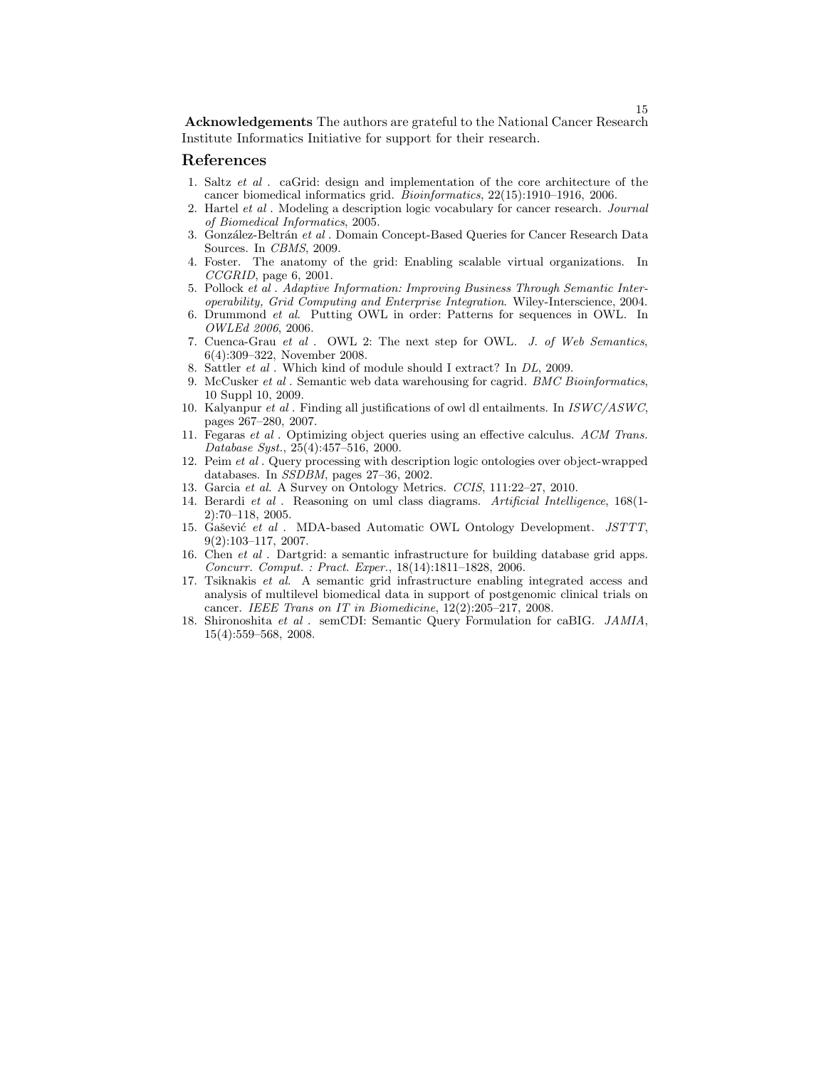**Acknowledgements** The authors are grateful to the National Cancer Research Institute Informatics Initiative for support for their research.

## References

1. Saltz *et al* . caGrid: design and implementation of the core architecture of the cancer biomedical informatics grid. *Bioinformatics*, 22(15):1910–1916, 2006.
2. Hartel *et al* . Modeling a description logic vocabulary for cancer research. *Journal of Biomedical Informatics*, 2005.
3. González-Beltrán *et al* . Domain Concept-Based Queries for Cancer Research Data Sources. In *CBMS*, 2009.
4. Foster. The anatomy of the grid: Enabling scalable virtual organizations. In *CCGRID*, page 6, 2001.
5. Pollock *et al* . *Adaptive Information: Improving Business Through Semantic Interoperability, Grid Computing and Enterprise Integration*. Wiley-Interscience, 2004.
6. Drummond *et al*. Putting OWL in order: Patterns for sequences in OWL. In *OWLEd 2006*, 2006.
7. Cuenca-Grau *et al* . OWL 2: The next step for OWL. *J. of Web Semantics*, 6(4):309–322, November 2008.
8. Sattler *et al* . Which kind of module should I extract? In *DL*, 2009.
9. McCusker *et al* . Semantic web data warehousing for cagrid. *BMC Bioinformatics*, 10 Suppl 10, 2009.
10. Kalyanpur *et al* . Finding all justifications of owl dl entailments. In *ISWC/ASWC*, pages 267–280, 2007.
11. Fegaras *et al* . Optimizing object queries using an effective calculus. *ACM Trans. Database Syst.*, 25(4):457–516, 2000.
12. Peim *et al* . Query processing with description logic ontologies over object-wrapped databases. In *SSDBM*, pages 27–36, 2002.
13. Garcia *et al*. A Survey on Ontology Metrics. *CCIS*, 111:22–27, 2010.
14. Berardi *et al* . Reasoning on uml class diagrams. *Artificial Intelligence*, 168(1-2):70–118, 2005.
15. Gašević *et al* . MDA-based Automatic OWL Ontology Development. *JSTTT*, 9(2):103–117, 2007.
16. Chen *et al* . Dartgrid: a semantic infrastructure for building database grid apps. *Concurr. Comput. : Pract. Exper.*, 18(14):1811–1828, 2006.
17. Tsiknakis *et al*. A semantic grid infrastructure enabling integrated access and analysis of multilevel biomedical data in support of postgenomic clinical trials on cancer. *IEEE Trans on IT in Biomedicine*, 12(2):205–217, 2008.
18. Shironoshita *et al* . semCDI: Semantic Query Formulation for caBIG. *JAMIA*, 15(4):559–568, 2008.